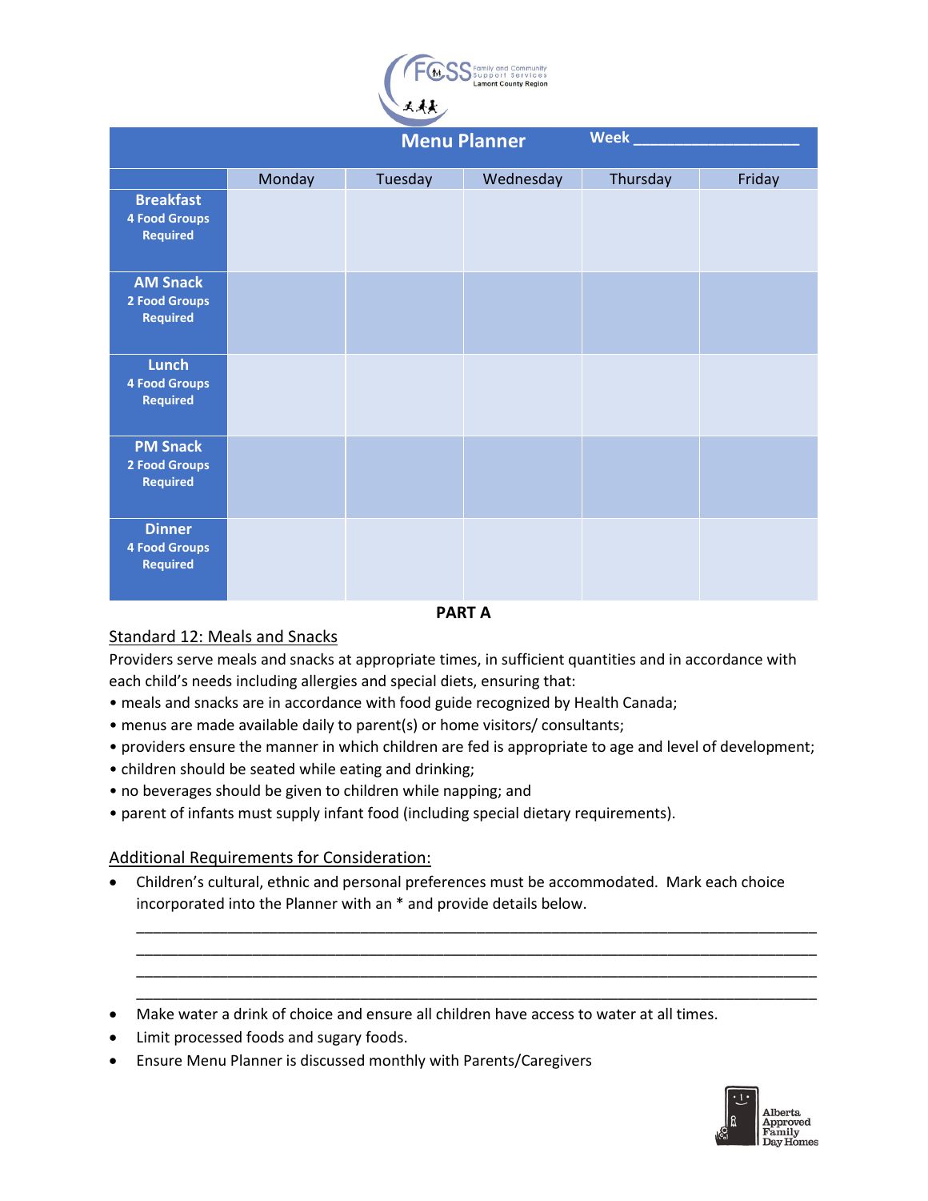# Menu Planner

Week ___________________

| | Monday | Tuesday | Wednesday | Thursday | Friday |
|---|---|---|---|---|---|
| **Breakfast** 4 Food Groups Required | | | | | |
| **AM Snack** 2 Food Groups Required | | | | | |
| **Lunch** 4 Food Groups Required | | | | | |
| **PM Snack** 2 Food Groups Required | | | | | |
| **Dinner** 4 Food Groups Required | | | | | |

**PART A**

## Standard 12: Meals and Snacks

Providers serve meals and snacks at appropriate times, in sufficient quantities and in accordance with each child's needs including allergies and special diets, ensuring that:

- meals and snacks are in accordance with food guide recognized by Health Canada;
- menus are made available daily to parent(s) or home visitors/ consultants;
- providers ensure the manner in which children are fed is appropriate to age and level of development;
- children should be seated while eating and drinking;
- no beverages should be given to children while napping; and
- parent of infants must supply infant food (including special dietary requirements).

## Additional Requirements for Consideration:

- Children's cultural, ethnic and personal preferences must be accommodated. Mark each choice incorporated into the Planner with an * and provide details below.

  ___________________________________________________________________________
  ___________________________________________________________________________
  ___________________________________________________________________________
  ___________________________________________________________________________

- Make water a drink of choice and ensure all children have access to water at all times.
- Limit processed foods and sugary foods.
- Ensure Menu Planner is discussed monthly with Parents/Caregivers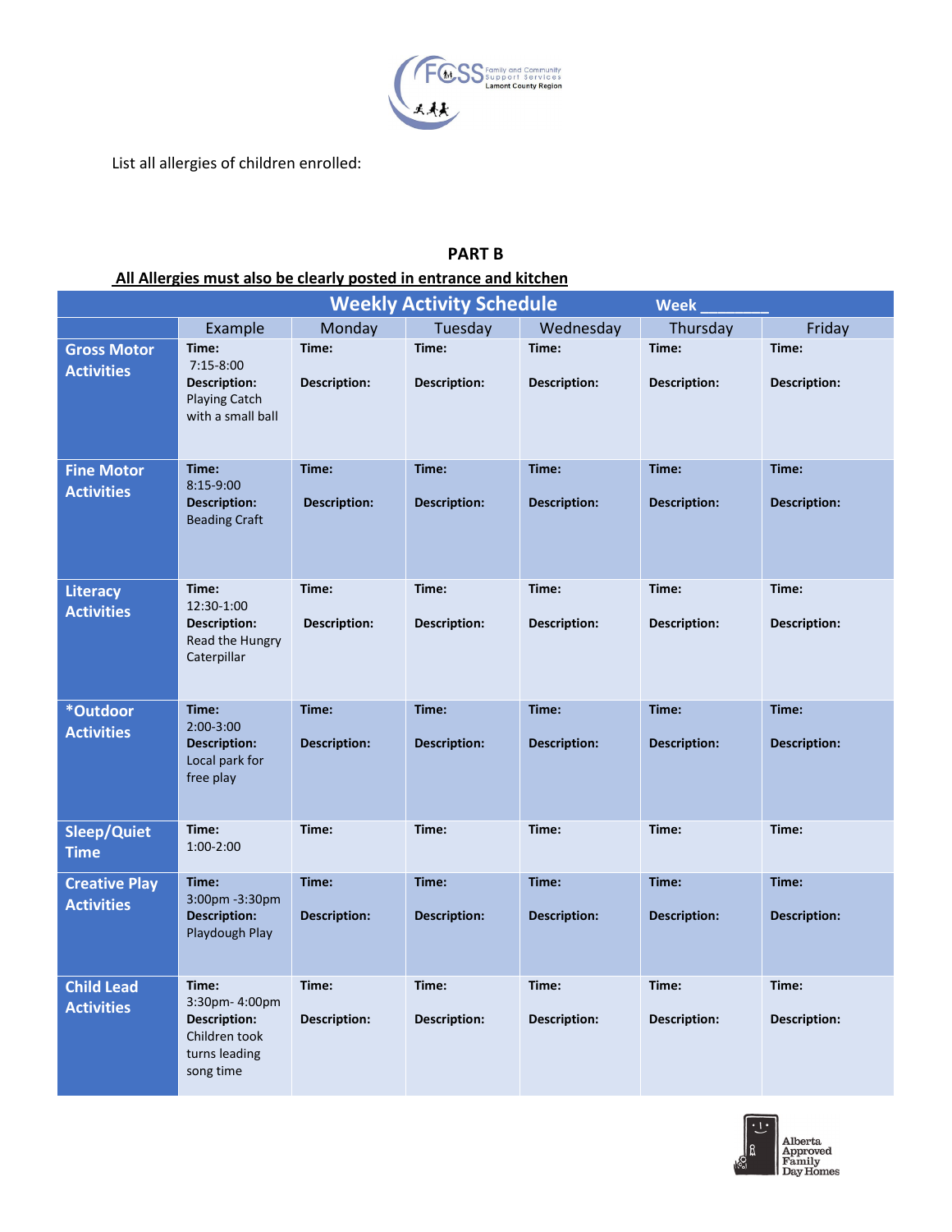List all allergies of children enrolled:

**PART B**

**All Allergies must also be clearly posted in entrance and kitchen**

| Weekly Activity Schedule | | | | | Week ________ | |
|---|---|---|---|---|---|---|
| | Example | Monday | Tuesday | Wednesday | Thursday | Friday |
| **Gross Motor Activities** | **Time:** 7:15-8:00 **Description:** Playing Catch with a small ball | **Time:** **Description:** | **Time:** **Description:** | **Time:** **Description:** | **Time:** **Description:** | **Time:** **Description:** |
| **Fine Motor Activities** | **Time:** 8:15-9:00 **Description:** Beading Craft | **Time:** **Description:** | **Time:** **Description:** | **Time:** **Description:** | **Time:** **Description:** | **Time:** **Description:** |
| **Literacy Activities** | **Time:** 12:30-1:00 **Description:** Read the Hungry Caterpillar | **Time:** **Description:** | **Time:** **Description:** | **Time:** **Description:** | **Time:** **Description:** | **Time:** **Description:** |
| ***Outdoor Activities** | **Time:** 2:00-3:00 **Description:** Local park for free play | **Time:** **Description:** | **Time:** **Description:** | **Time:** **Description:** | **Time:** **Description:** | **Time:** **Description:** |
| **Sleep/Quiet Time** | **Time:** 1:00-2:00 | **Time:** | **Time:** | **Time:** | **Time:** | **Time:** |
| **Creative Play Activities** | **Time:** 3:00pm -3:30pm **Description:** Playdough Play | **Time:** **Description:** | **Time:** **Description:** | **Time:** **Description:** | **Time:** **Description:** | **Time:** **Description:** |
| **Child Lead Activities** | **Time:** 3:30pm- 4:00pm **Description:** Children took turns leading song time | **Time:** **Description:** | **Time:** **Description:** | **Time:** **Description:** | **Time:** **Description:** | **Time:** **Description:** |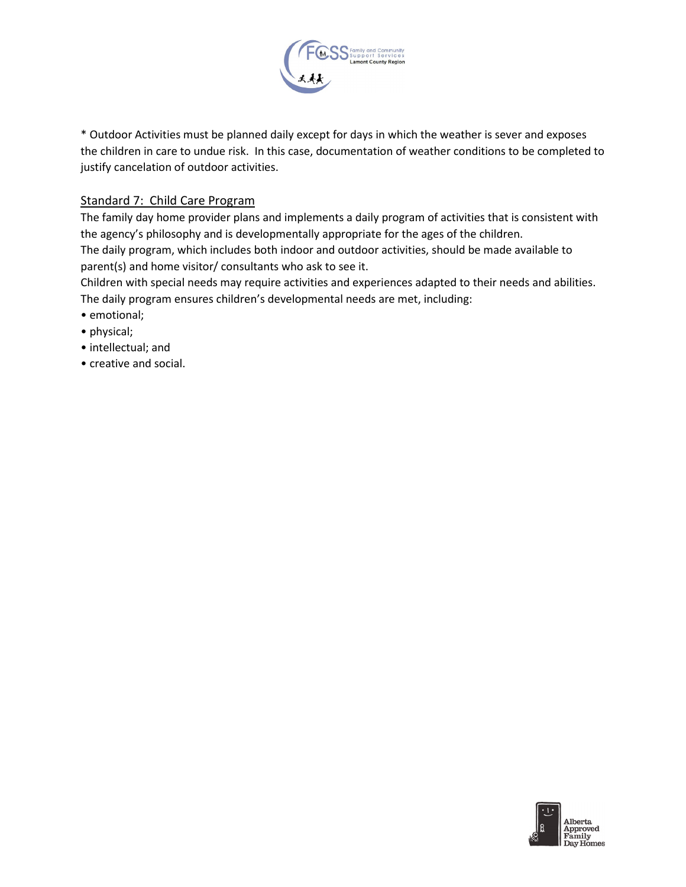* Outdoor Activities must be planned daily except for days in which the weather is sever and exposes the children in care to undue risk. In this case, documentation of weather conditions to be completed to justify cancelation of outdoor activities.

## Standard 7: Child Care Program

The family day home provider plans and implements a daily program of activities that is consistent with the agency's philosophy and is developmentally appropriate for the ages of the children.

The daily program, which includes both indoor and outdoor activities, should be made available to parent(s) and home visitor/ consultants who ask to see it.

Children with special needs may require activities and experiences adapted to their needs and abilities.

The daily program ensures children's developmental needs are met, including:

- emotional;
- physical;
- intellectual; and
- creative and social.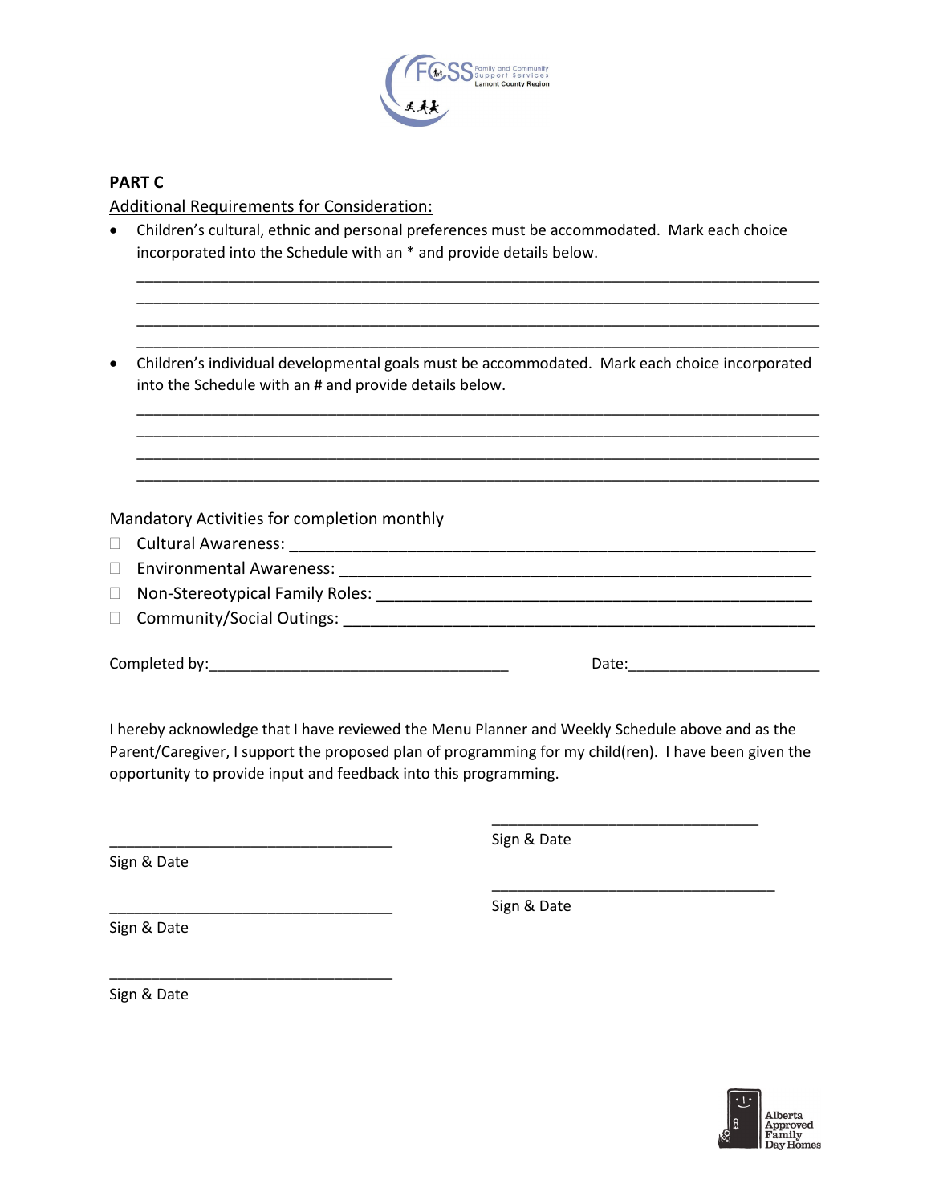**PART C**

Additional Requirements for Consideration:

- Children's cultural, ethnic and personal preferences must be accommodated. Mark each choice incorporated into the Schedule with an * and provide details below.

\_\_\_\_\_\_\_\_\_\_\_\_\_\_\_\_\_\_\_\_\_\_\_\_\_\_\_\_\_\_\_\_\_\_\_\_\_\_\_\_\_\_\_\_\_\_\_\_\_\_\_\_\_\_\_\_\_\_\_\_\_\_\_\_\_\_\_\_\_\_\_\_\_\_\_\_
\_\_\_\_\_\_\_\_\_\_\_\_\_\_\_\_\_\_\_\_\_\_\_\_\_\_\_\_\_\_\_\_\_\_\_\_\_\_\_\_\_\_\_\_\_\_\_\_\_\_\_\_\_\_\_\_\_\_\_\_\_\_\_\_\_\_\_\_\_\_\_\_\_\_\_\_
\_\_\_\_\_\_\_\_\_\_\_\_\_\_\_\_\_\_\_\_\_\_\_\_\_\_\_\_\_\_\_\_\_\_\_\_\_\_\_\_\_\_\_\_\_\_\_\_\_\_\_\_\_\_\_\_\_\_\_\_\_\_\_\_\_\_\_\_\_\_\_\_\_\_\_\_
\_\_\_\_\_\_\_\_\_\_\_\_\_\_\_\_\_\_\_\_\_\_\_\_\_\_\_\_\_\_\_\_\_\_\_\_\_\_\_\_\_\_\_\_\_\_\_\_\_\_\_\_\_\_\_\_\_\_\_\_\_\_\_\_\_\_\_\_\_\_\_\_\_\_\_\_

- Children's individual developmental goals must be accommodated. Mark each choice incorporated into the Schedule with an # and provide details below.

\_\_\_\_\_\_\_\_\_\_\_\_\_\_\_\_\_\_\_\_\_\_\_\_\_\_\_\_\_\_\_\_\_\_\_\_\_\_\_\_\_\_\_\_\_\_\_\_\_\_\_\_\_\_\_\_\_\_\_\_\_\_\_\_\_\_\_\_\_\_\_\_\_\_\_\_
\_\_\_\_\_\_\_\_\_\_\_\_\_\_\_\_\_\_\_\_\_\_\_\_\_\_\_\_\_\_\_\_\_\_\_\_\_\_\_\_\_\_\_\_\_\_\_\_\_\_\_\_\_\_\_\_\_\_\_\_\_\_\_\_\_\_\_\_\_\_\_\_\_\_\_\_
\_\_\_\_\_\_\_\_\_\_\_\_\_\_\_\_\_\_\_\_\_\_\_\_\_\_\_\_\_\_\_\_\_\_\_\_\_\_\_\_\_\_\_\_\_\_\_\_\_\_\_\_\_\_\_\_\_\_\_\_\_\_\_\_\_\_\_\_\_\_\_\_\_\_\_\_
\_\_\_\_\_\_\_\_\_\_\_\_\_\_\_\_\_\_\_\_\_\_\_\_\_\_\_\_\_\_\_\_\_\_\_\_\_\_\_\_\_\_\_\_\_\_\_\_\_\_\_\_\_\_\_\_\_\_\_\_\_\_\_\_\_\_\_\_\_\_\_\_\_\_\_\_

Mandatory Activities for completion monthly

- ☐ Cultural Awareness: \_\_\_\_\_\_\_\_\_\_\_\_\_\_\_\_\_\_\_\_\_\_\_\_\_\_\_\_\_\_\_\_\_\_\_\_\_\_\_\_\_\_\_\_\_\_\_\_\_\_\_\_\_\_\_\_
- ☐ Environmental Awareness: \_\_\_\_\_\_\_\_\_\_\_\_\_\_\_\_\_\_\_\_\_\_\_\_\_\_\_\_\_\_\_\_\_\_\_\_\_\_\_\_\_\_\_\_\_\_\_\_\_\_
- ☐ Non-Stereotypical Family Roles: \_\_\_\_\_\_\_\_\_\_\_\_\_\_\_\_\_\_\_\_\_\_\_\_\_\_\_\_\_\_\_\_\_\_\_\_\_\_\_\_\_\_\_\_\_\_
- ☐ Community/Social Outings: \_\_\_\_\_\_\_\_\_\_\_\_\_\_\_\_\_\_\_\_\_\_\_\_\_\_\_\_\_\_\_\_\_\_\_\_\_\_\_\_\_\_\_\_\_\_\_\_\_\_

Completed by:\_\_\_\_\_\_\_\_\_\_\_\_\_\_\_\_\_\_\_\_\_\_\_\_\_\_\_\_\_\_\_\_\_\_\_\_ Date:\_\_\_\_\_\_\_\_\_\_\_\_\_\_\_\_\_\_\_\_\_\_

I hereby acknowledge that I have reviewed the Menu Planner and Weekly Schedule above and as the Parent/Caregiver, I support the proposed plan of programming for my child(ren). I have been given the opportunity to provide input and feedback into this programming.

\_\_\_\_\_\_\_\_\_\_\_\_\_\_\_\_\_\_\_\_\_\_\_\_\_\_\_\_\_\_\_\_\_\_
Sign & Date

\_\_\_\_\_\_\_\_\_\_\_\_\_\_\_\_\_\_\_\_\_\_\_\_\_\_\_\_\_\_\_\_\_\_
Sign & Date

\_\_\_\_\_\_\_\_\_\_\_\_\_\_\_\_\_\_\_\_\_\_\_\_\_\_\_\_\_\_\_\_\_\_
Sign & Date

\_\_\_\_\_\_\_\_\_\_\_\_\_\_\_\_\_\_\_\_\_\_\_\_\_\_\_\_\_\_\_\_\_\_
Sign & Date

\_\_\_\_\_\_\_\_\_\_\_\_\_\_\_\_\_\_\_\_\_\_\_\_\_\_\_\_\_\_\_\_\_\_
Sign & Date